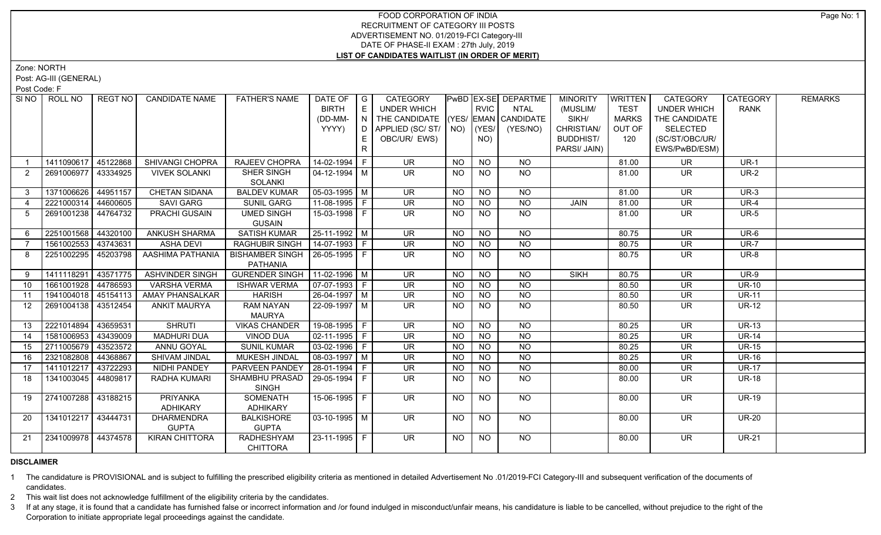# FOOD CORPORATION OF INDIA
## RECRUITMENT OF CATEGORY III POSTS
## ADVERTISEMENT NO. 01/2019-FCI Category-III
## DATE OF PHASE-II EXAM : 27th July, 2019
## LIST OF CANDIDATES WAITLIST (IN ORDER OF MERIT)

Zone: NORTH

Post: AG-III (GENERAL)

Post Code: F

| Sl NO | ROLL NO | REGT NO | CANDIDATE NAME | FATHER'S NAME | DATE OF BIRTH (DD-MM-YYYY) | GENDER | CATEGORY UNDER WHICH THE CANDIDATE APPLIED (SC/ ST/ OBC/UR/ EWS) | PwBD (YES/ NO) | EX-SERVICEMAN (YES/ NO) | DEPARTMENTAL CANDIDATE (YES/NO) | MINORITY (MUSLIM/ SIKH/ CHRISTIAN/ BUDDHIST/ PARSI/ JAIN) | WRITTEN TEST MARKS OUT OF 120 | CATEGORY UNDER WHICH THE CANDIDATE SELECTED (SC/ST/OBC/UR/ EWS/PwBD/ESM) | CATEGORY RANK | REMARKS |
|---|---|---|---|---|---|---|---|---|---|---|---|---|---|---|---|
| 1 | 1411090617 | 45122868 | SHIVANGI CHOPRA | RAJEEV CHOPRA | 14-02-1994 | F | UR | NO | NO | NO | | 81.00 | UR | UR-1 | |
| 2 | 2691006977 | 43334925 | VIVEK SOLANKI | SHER SINGH SOLANKI | 04-12-1994 | M | UR | NO | NO | NO | | 81.00 | UR | UR-2 | |
| 3 | 1371006626 | 44951157 | CHETAN SIDANA | BALDEV KUMAR | 05-03-1995 | M | UR | NO | NO | NO | | 81.00 | UR | UR-3 | |
| 4 | 2221000314 | 44600605 | SAVI GARG | SUNIL GARG | 11-08-1995 | F | UR | NO | NO | NO | JAIN | 81.00 | UR | UR-4 | |
| 5 | 2691001238 | 44764732 | PRACHI GUSAIN | UMED SINGH GUSAIN | 15-03-1998 | F | UR | NO | NO | NO | | 81.00 | UR | UR-5 | |
| 6 | 2251001568 | 44320100 | ANKUSH SHARMA | SATISH KUMAR | 25-11-1992 | M | UR | NO | NO | NO | | 80.75 | UR | UR-6 | |
| 7 | 1561002553 | 43743631 | ASHA DEVI | RAGHUBIR SINGH | 14-07-1993 | F | UR | NO | NO | NO | | 80.75 | UR | UR-7 | |
| 8 | 2251002295 | 45203798 | AASHIMA PATHANIA | BISHAMBER SINGH PATHANIA | 26-05-1995 | F | UR | NO | NO | NO | | 80.75 | UR | UR-8 | |
| 9 | 1411118291 | 43571775 | ASHVINDER SINGH | GURENDER SINGH | 11-02-1996 | M | UR | NO | NO | NO | SIKH | 80.75 | UR | UR-9 | |
| 10 | 1661001928 | 44786593 | VARSHA VERMA | ISHWAR VERMA | 07-07-1993 | F | UR | NO | NO | NO | | 80.50 | UR | UR-10 | |
| 11 | 1941004018 | 45154113 | AMAY PHANSALKAR | HARISH | 26-04-1997 | M | UR | NO | NO | NO | | 80.50 | UR | UR-11 | |
| 12 | 2691004138 | 43512454 | ANKIT MAURYA | RAM NAYAN MAURYA | 22-09-1997 | M | UR | NO | NO | NO | | 80.50 | UR | UR-12 | |
| 13 | 2221014894 | 43659531 | SHRUTI | VIKAS CHANDER | 19-08-1995 | F | UR | NO | NO | NO | | 80.25 | UR | UR-13 | |
| 14 | 1581006953 | 43439009 | MADHURI DUA | VINOD DUA | 02-11-1995 | F | UR | NO | NO | NO | | 80.25 | UR | UR-14 | |
| 15 | 2711005679 | 43523572 | ANNU GOYAL | SUNIL KUMAR | 03-02-1996 | F | UR | NO | NO | NO | | 80.25 | UR | UR-15 | |
| 16 | 2321082808 | 44368867 | SHIVAM JINDAL | MUKESH JINDAL | 08-03-1997 | M | UR | NO | NO | NO | | 80.25 | UR | UR-16 | |
| 17 | 1411012217 | 43722293 | NIDHI PANDEY | PARVEEN PANDEY | 28-01-1994 | F | UR | NO | NO | NO | | 80.00 | UR | UR-17 | |
| 18 | 1341003045 | 44809817 | RADHA KUMARI | SHAMBHU PRASAD SINGH | 29-05-1994 | F | UR | NO | NO | NO | | 80.00 | UR | UR-18 | |
| 19 | 2741007288 | 43188215 | PRIYANKA ADHIKARY | SOMENATH ADHIKARY | 15-06-1995 | F | UR | NO | NO | NO | | 80.00 | UR | UR-19 | |
| 20 | 1341012217 | 43444731 | DHARMENDRA GUPTA | BALKISHORE GUPTA | 03-10-1995 | M | UR | NO | NO | NO | | 80.00 | UR | UR-20 | |
| 21 | 2341009978 | 44374578 | KIRAN CHITTORA | RADHESHYAM CHITTORA | 23-11-1995 | F | UR | NO | NO | NO | | 80.00 | UR | UR-21 | |

**DISCLAIMER**

1 The candidature is PROVISIONAL and is subject to fulfilling the prescribed eligibility criteria as mentioned in detailed Advertisement No .01/2019-FCI Category-III and subsequent verification of the documents of candidates.

2 This wait list does not acknowledge fulfillment of the eligibility criteria by the candidates.

3 If at any stage, it is found that a candidate has furnished false or incorrect information and /or found indulged in misconduct/unfair means, his candidature is liable to be cancelled, without prejudice to the right of the Corporation to initiate appropriate legal proceedings against the candidate.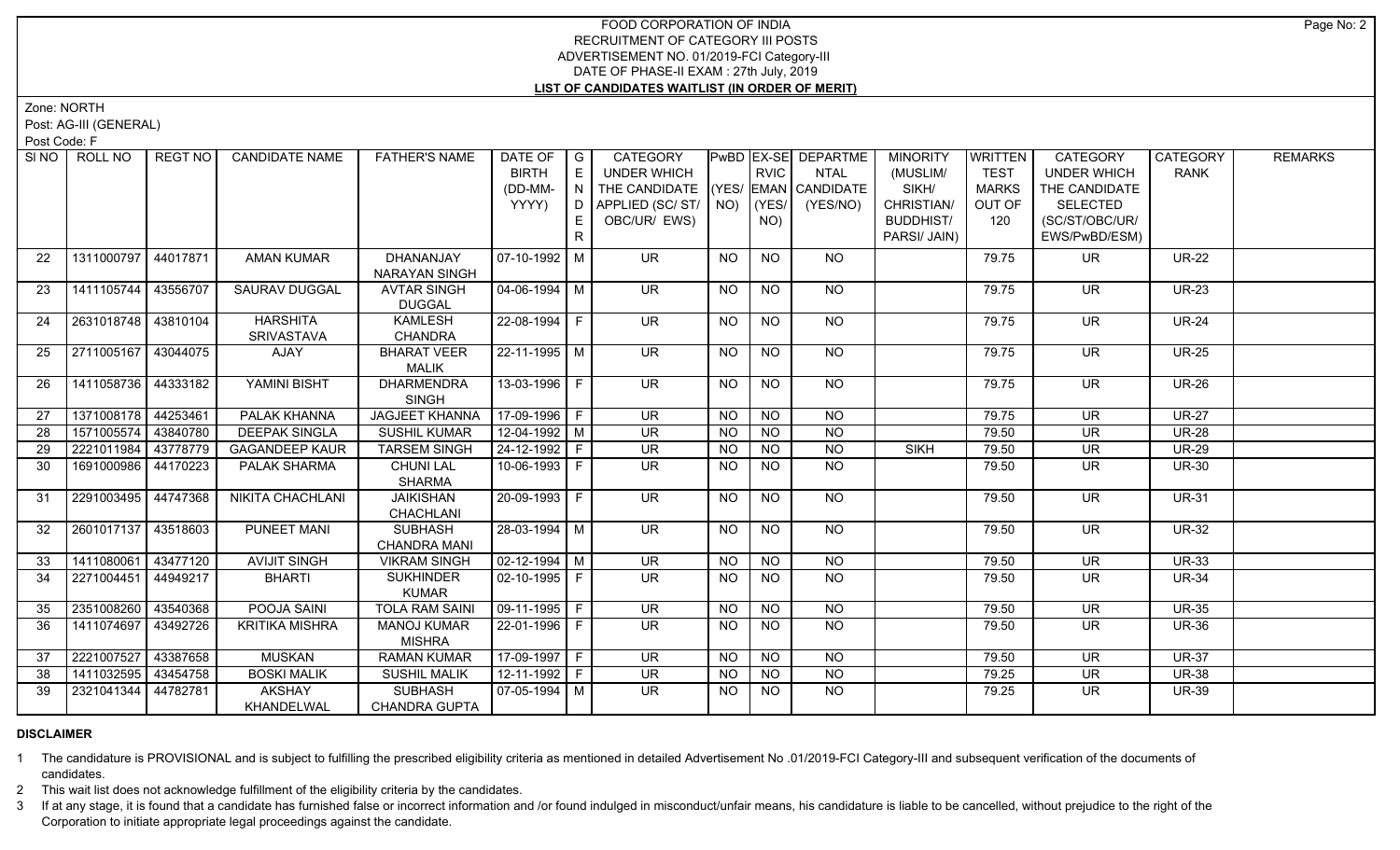FOOD CORPORATION OF INDIA
RECRUITMENT OF CATEGORY III POSTS
ADVERTISEMENT NO. 01/2019-FCI Category-III
DATE OF PHASE-II EXAM : 27th July, 2019
**LIST OF CANDIDATES WAITLIST (IN ORDER OF MERIT)**

Zone: NORTH
Post: AG-III (GENERAL)
Post Code: F

| Sl NO | ROLL NO | REGT NO | CANDIDATE NAME | FATHER'S NAME | DATE OF BIRTH (DD-MM-YYYY) | GENDER | CATEGORY UNDER WHICH THE CANDIDATE APPLIED (SC/ ST/ OBC/UR/ EWS) | PwBD (YES/ NO) | EX-SERVICEMAN (YES/ NO) | DEPARTMENTAL CANDIDATE (YES/NO) | MINORITY (MUSLIM/ SIKH/ CHRISTIAN/ BUDDHIST/ PARSI/ JAIN) | WRITTEN TEST MARKS OUT OF 120 | CATEGORY UNDER WHICH THE CANDIDATE SELECTED (SC/ST/OBC/UR/ EWS/PwBD/ESM) | CATEGORY RANK | REMARKS |
|---|---|---|---|---|---|---|---|---|---|---|---|---|---|---|---|
| 22 | 1311000797 | 44017871 | AMAN KUMAR | DHANANJAY NARAYAN SINGH | 07-10-1992 | M | UR | NO | NO | NO | | 79.75 | UR | UR-22 | |
| 23 | 1411105744 | 43556707 | SAURAV DUGGAL | AVTAR SINGH DUGGAL | 04-06-1994 | M | UR | NO | NO | NO | | 79.75 | UR | UR-23 | |
| 24 | 2631018748 | 43810104 | HARSHITA SRIVASTAVA | KAMLESH CHANDRA | 22-08-1994 | F | UR | NO | NO | NO | | 79.75 | UR | UR-24 | |
| 25 | 2711005167 | 43044075 | AJAY | BHARAT VEER MALIK | 22-11-1995 | M | UR | NO | NO | NO | | 79.75 | UR | UR-25 | |
| 26 | 1411058736 | 44333182 | YAMINI BISHT | DHARMENDRA SINGH | 13-03-1996 | F | UR | NO | NO | NO | | 79.75 | UR | UR-26 | |
| 27 | 1371008178 | 44253461 | PALAK KHANNA | JAGJEET KHANNA | 17-09-1996 | F | UR | NO | NO | NO | | 79.75 | UR | UR-27 | |
| 28 | 1571005574 | 43840780 | DEEPAK SINGLA | SUSHIL KUMAR | 12-04-1992 | M | UR | NO | NO | NO | | 79.50 | UR | UR-28 | |
| 29 | 2221011984 | 43778779 | GAGANDEEP KAUR | TARSEM SINGH | 24-12-1992 | F | UR | NO | NO | NO | SIKH | 79.50 | UR | UR-29 | |
| 30 | 1691000986 | 44170223 | PALAK SHARMA | CHUNI LAL SHARMA | 10-06-1993 | F | UR | NO | NO | NO | | 79.50 | UR | UR-30 | |
| 31 | 2291003495 | 44747368 | NIKITA CHACHLANI | JAIKISHAN CHACHLANI | 20-09-1993 | F | UR | NO | NO | NO | | 79.50 | UR | UR-31 | |
| 32 | 2601017137 | 43518603 | PUNEET MANI | SUBHASH CHANDRA MANI | 28-03-1994 | M | UR | NO | NO | NO | | 79.50 | UR | UR-32 | |
| 33 | 1411080061 | 43477120 | AVIJIT SINGH | VIKRAM SINGH | 02-12-1994 | M | UR | NO | NO | NO | | 79.50 | UR | UR-33 | |
| 34 | 2271004451 | 44949217 | BHARTI | SUKHINDER KUMAR | 02-10-1995 | F | UR | NO | NO | NO | | 79.50 | UR | UR-34 | |
| 35 | 2351008260 | 43540368 | POOJA SAINI | TOLA RAM SAINI | 09-11-1995 | F | UR | NO | NO | NO | | 79.50 | UR | UR-35 | |
| 36 | 1411074697 | 43492726 | KRITIKA MISHRA | MANOJ KUMAR MISHRA | 22-01-1996 | F | UR | NO | NO | NO | | 79.50 | UR | UR-36 | |
| 37 | 2221007527 | 43387658 | MUSKAN | RAMAN KUMAR | 17-09-1997 | F | UR | NO | NO | NO | | 79.50 | UR | UR-37 | |
| 38 | 1411032595 | 43454758 | BOSKI MALIK | SUSHIL MALIK | 12-11-1992 | F | UR | NO | NO | NO | | 79.25 | UR | UR-38 | |
| 39 | 2321041344 | 44782781 | AKSHAY KHANDELWAL | SUBHASH CHANDRA GUPTA | 07-05-1994 | M | UR | NO | NO | NO | | 79.25 | UR | UR-39 | |

**DISCLAIMER**

1 The candidature is PROVISIONAL and is subject to fulfilling the prescribed eligibility criteria as mentioned in detailed Advertisement No .01/2019-FCI Category-III and subsequent verification of the documents of candidates.

2 This wait list does not acknowledge fulfillment of the eligibility criteria by the candidates.

3 If at any stage, it is found that a candidate has furnished false or incorrect information and /or found indulged in misconduct/unfair means, his candidature is liable to be cancelled, without prejudice to the right of the Corporation to initiate appropriate legal proceedings against the candidate.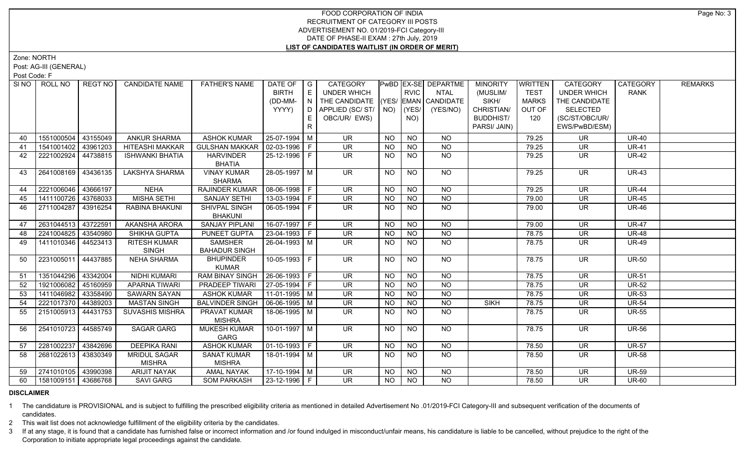# FOOD CORPORATION OF INDIA
## RECRUITMENT OF CATEGORY III POSTS
## ADVERTISEMENT NO. 01/2019-FCI Category-III
## DATE OF PHASE-II EXAM : 27th July, 2019
## LIST OF CANDIDATES WAITLIST (IN ORDER OF MERIT)

Zone: NORTH

Post: AG-III (GENERAL)

Post Code: F

| SI NO | ROLL NO | REGT NO | CANDIDATE NAME | FATHER'S NAME | DATE OF BIRTH (DD-MM-YYYY) | GENDER | CATEGORY UNDER WHICH THE CANDIDATE APPLIED (SC/ ST/ OBC/UR/ EWS) | PwBD (YES/ NO) | EX-SERVICEMAN (YES/ NO) | DEPARTMENTAL CANDIDATE (YES/NO) | MINORITY (MUSLIM/ SIKH/ CHRISTIAN/ BUDDHIST/ PARSI/ JAIN) | WRITTEN TEST MARKS OUT OF 120 | CATEGORY UNDER WHICH THE CANDIDATE SELECTED (SC/ST/OBC/UR/ EWS/PwBD/ESM) | CATEGORY RANK | REMARKS |
|---|---|---|---|---|---|---|---|---|---|---|---|---|---|---|---|
| 40 | 1551000504 | 43155049 | ANKUR SHARMA | ASHOK KUMAR | 25-07-1994 | M | UR | NO | NO | NO | | 79.25 | UR | UR-40 | |
| 41 | 1541001402 | 43961203 | HITEASHI MAKKAR | GULSHAN MAKKAR | 02-03-1996 | F | UR | NO | NO | NO | | 79.25 | UR | UR-41 | |
| 42 | 2221002924 | 44738815 | ISHWANKI BHATIA | HARVINDER BHATIA | 25-12-1996 | F | UR | NO | NO | NO | | 79.25 | UR | UR-42 | |
| 43 | 2641008169 | 43436135 | LAKSHYA SHARMA | VINAY KUMAR SHARMA | 28-05-1997 | M | UR | NO | NO | NO | | 79.25 | UR | UR-43 | |
| 44 | 2221006046 | 43666197 | NEHA | RAJINDER KUMAR | 08-06-1998 | F | UR | NO | NO | NO | | 79.25 | UR | UR-44 | |
| 45 | 1411100726 | 43768033 | MISHA SETHI | SANJAY SETHI | 13-03-1994 | F | UR | NO | NO | NO | | 79.00 | UR | UR-45 | |
| 46 | 2711004287 | 43916254 | RABINA BHAKUNI | SHIVPAL SINGH BHAKUNI | 06-05-1994 | F | UR | NO | NO | NO | | 79.00 | UR | UR-46 | |
| 47 | 2631044513 | 43722591 | AKANSHA ARORA | SANJAY PIPLANI | 16-07-1997 | F | UR | NO | NO | NO | | 79.00 | UR | UR-47 | |
| 48 | 2241004825 | 43540980 | SHIKHA GUPTA | PUNEET GUPTA | 23-04-1993 | F | UR | NO | NO | NO | | 78.75 | UR | UR-48 | |
| 49 | 1411010346 | 44523413 | RITESH KUMAR SINGH | SAMSHER BAHADUR SINGH | 26-04-1993 | M | UR | NO | NO | NO | | 78.75 | UR | UR-49 | |
| 50 | 2231005011 | 44437885 | NEHA SHARMA | BHUPINDER KUMAR | 10-05-1993 | F | UR | NO | NO | NO | | 78.75 | UR | UR-50 | |
| 51 | 1351044296 | 43342004 | NIDHI KUMARI | RAM BINAY SINGH | 26-06-1993 | F | UR | NO | NO | NO | | 78.75 | UR | UR-51 | |
| 52 | 1921006082 | 45160959 | APARNA TIWARI | PRADEEP TIWARI | 27-05-1994 | F | UR | NO | NO | NO | | 78.75 | UR | UR-52 | |
| 53 | 1411046982 | 43358490 | SAWARN SAYAN | ASHOK KUMAR | 11-01-1995 | M | UR | NO | NO | NO | | 78.75 | UR | UR-53 | |
| 54 | 2221017370 | 44389203 | MASTAN SINGH | BALVINDER SINGH | 06-06-1995 | M | UR | NO | NO | NO | SIKH | 78.75 | UR | UR-54 | |
| 55 | 2151005913 | 44431753 | SUVASHIS MISHRA | PRAVAT KUMAR MISHRA | 18-06-1995 | M | UR | NO | NO | NO | | 78.75 | UR | UR-55 | |
| 56 | 2541010723 | 44585749 | SAGAR GARG | MUKESH KUMAR GARG | 10-01-1997 | M | UR | NO | NO | NO | | 78.75 | UR | UR-56 | |
| 57 | 2281002237 | 43842696 | DEEPIKA RANI | ASHOK KUMAR | 01-10-1993 | F | UR | NO | NO | NO | | 78.50 | UR | UR-57 | |
| 58 | 2681022613 | 43830349 | MRIDUL SAGAR MISHRA | SANAT KUMAR MISHRA | 18-01-1994 | M | UR | NO | NO | NO | | 78.50 | UR | UR-58 | |
| 59 | 2741010105 | 43990398 | ARIJIT NAYAK | AMAL NAYAK | 17-10-1994 | M | UR | NO | NO | NO | | 78.50 | UR | UR-59 | |
| 60 | 1581009151 | 43686768 | SAVI GARG | SOM PARKASH | 23-12-1996 | F | UR | NO | NO | NO | | 78.50 | UR | UR-60 | |

**DISCLAIMER**

1 The candidature is PROVISIONAL and is subject to fulfilling the prescribed eligibility criteria as mentioned in detailed Advertisement No .01/2019-FCI Category-III and subsequent verification of the documents of candidates.

2 This wait list does not acknowledge fulfillment of the eligibility criteria by the candidates.

3 If at any stage, it is found that a candidate has furnished false or incorrect information and /or found indulged in misconduct/unfair means, his candidature is liable to be cancelled, without prejudice to the right of the Corporation to initiate appropriate legal proceedings against the candidate.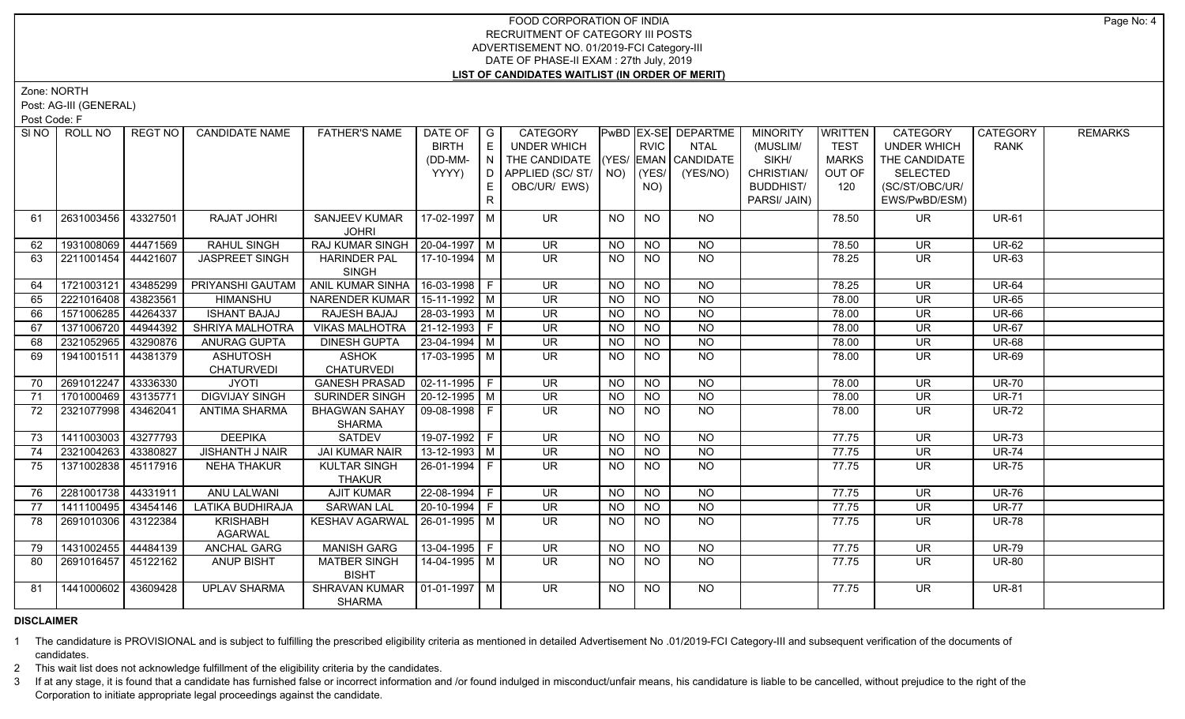# FOOD CORPORATION OF INDIA
## RECRUITMENT OF CATEGORY III POSTS
## ADVERTISEMENT NO. 01/2019-FCI Category-III
## DATE OF PHASE-II EXAM : 27th July, 2019
## LIST OF CANDIDATES WAITLIST (IN ORDER OF MERIT)

Zone: NORTH

Post: AG-III (GENERAL)

Post Code: F

| SI NO | ROLL NO | REGT NO | CANDIDATE NAME | FATHER'S NAME | DATE OF BIRTH (DD-MM-YYYY) | GENDER | CATEGORY UNDER WHICH THE CANDIDATE APPLIED (SC/ST/OBC/UR/EWS) | PwBD (YES/NO) | EX-SERVICEMAN (YES/NO) | DEPARTMENTAL CANDIDATE (YES/NO) | MINORITY (MUSLIM/SIKH/CHRISTIAN/BUDDHIST/PARSI/JAIN) | WRITTEN TEST MARKS OUT OF 120 | CATEGORY UNDER WHICH THE CANDIDATE SELECTED (SC/ST/OBC/UR/EWS/PwBD/ESM) | CATEGORY RANK | REMARKS |
|---|---|---|---|---|---|---|---|---|---|---|---|---|---|---|---|
| 61 | 2631003456 | 43327501 | RAJAT JOHRI | SANJEEV KUMAR JOHRI | 17-02-1997 | M | UR | NO | NO | NO | | 78.50 | UR | UR-61 | |
| 62 | 1931008069 | 44471569 | RAHUL SINGH | RAJ KUMAR SINGH | 20-04-1997 | M | UR | NO | NO | NO | | 78.50 | UR | UR-62 | |
| 63 | 2211001454 | 44421607 | JASPREET SINGH | HARINDER PAL SINGH | 17-10-1994 | M | UR | NO | NO | NO | | 78.25 | UR | UR-63 | |
| 64 | 1721003121 | 43485299 | PRIYANSHI GAUTAM | ANIL KUMAR SINHA | 16-03-1998 | F | UR | NO | NO | NO | | 78.25 | UR | UR-64 | |
| 65 | 2221016408 | 43823561 | HIMANSHU | NARENDER KUMAR | 15-11-1992 | M | UR | NO | NO | NO | | 78.00 | UR | UR-65 | |
| 66 | 1571006285 | 44264337 | ISHANT BAJAJ | RAJESH BAJAJ | 28-03-1993 | M | UR | NO | NO | NO | | 78.00 | UR | UR-66 | |
| 67 | 1371006720 | 44944392 | SHRIYA MALHOTRA | VIKAS MALHOTRA | 21-12-1993 | F | UR | NO | NO | NO | | 78.00 | UR | UR-67 | |
| 68 | 2321052965 | 43290876 | ANURAG GUPTA | DINESH GUPTA | 23-04-1994 | M | UR | NO | NO | NO | | 78.00 | UR | UR-68 | |
| 69 | 1941001511 | 44381379 | ASHUTOSH CHATURVEDI | ASHOK CHATURVEDI | 17-03-1995 | M | UR | NO | NO | NO | | 78.00 | UR | UR-69 | |
| 70 | 2691012247 | 43336330 | JYOTI | GANESH PRASAD | 02-11-1995 | F | UR | NO | NO | NO | | 78.00 | UR | UR-70 | |
| 71 | 1701000469 | 43135771 | DIGVIJAY SINGH | SURINDER SINGH | 20-12-1995 | M | UR | NO | NO | NO | | 78.00 | UR | UR-71 | |
| 72 | 2321077998 | 43462041 | ANTIMA SHARMA | BHAGWAN SAHAY SHARMA | 09-08-1998 | F | UR | NO | NO | NO | | 78.00 | UR | UR-72 | |
| 73 | 1411003003 | 43277793 | DEEPIKA | SATDEV | 19-07-1992 | F | UR | NO | NO | NO | | 77.75 | UR | UR-73 | |
| 74 | 2321004263 | 43380827 | JISHANTH J NAIR | JAI KUMAR NAIR | 13-12-1993 | M | UR | NO | NO | NO | | 77.75 | UR | UR-74 | |
| 75 | 1371002838 | 45117916 | NEHA THAKUR | KULTAR SINGH THAKUR | 26-01-1994 | F | UR | NO | NO | NO | | 77.75 | UR | UR-75 | |
| 76 | 2281001738 | 44331911 | ANU LALWANI | AJIT KUMAR | 22-08-1994 | F | UR | NO | NO | NO | | 77.75 | UR | UR-76 | |
| 77 | 1411100495 | 43454146 | LATIKA BUDHIRAJA | SARWAN LAL | 20-10-1994 | F | UR | NO | NO | NO | | 77.75 | UR | UR-77 | |
| 78 | 2691010306 | 43122384 | KRISHABH AGARWAL | KESHAV AGARWAL | 26-01-1995 | M | UR | NO | NO | NO | | 77.75 | UR | UR-78 | |
| 79 | 1431002455 | 44484139 | ANCHAL GARG | MANISH GARG | 13-04-1995 | F | UR | NO | NO | NO | | 77.75 | UR | UR-79 | |
| 80 | 2691016457 | 45122162 | ANUP BISHT | MATBER SINGH BISHT | 14-04-1995 | M | UR | NO | NO | NO | | 77.75 | UR | UR-80 | |
| 81 | 1441000602 | 43609428 | UPLAV SHARMA | SHRAVAN KUMAR SHARMA | 01-01-1997 | M | UR | NO | NO | NO | | 77.75 | UR | UR-81 | |

**DISCLAIMER**

1 The candidature is PROVISIONAL and is subject to fulfilling the prescribed eligibility criteria as mentioned in detailed Advertisement No .01/2019-FCI Category-III and subsequent verification of the documents of candidates.

2 This wait list does not acknowledge fulfillment of the eligibility criteria by the candidates.

3 If at any stage, it is found that a candidate has furnished false or incorrect information and /or found indulged in misconduct/unfair means, his candidature is liable to be cancelled, without prejudice to the right of the Corporation to initiate appropriate legal proceedings against the candidate.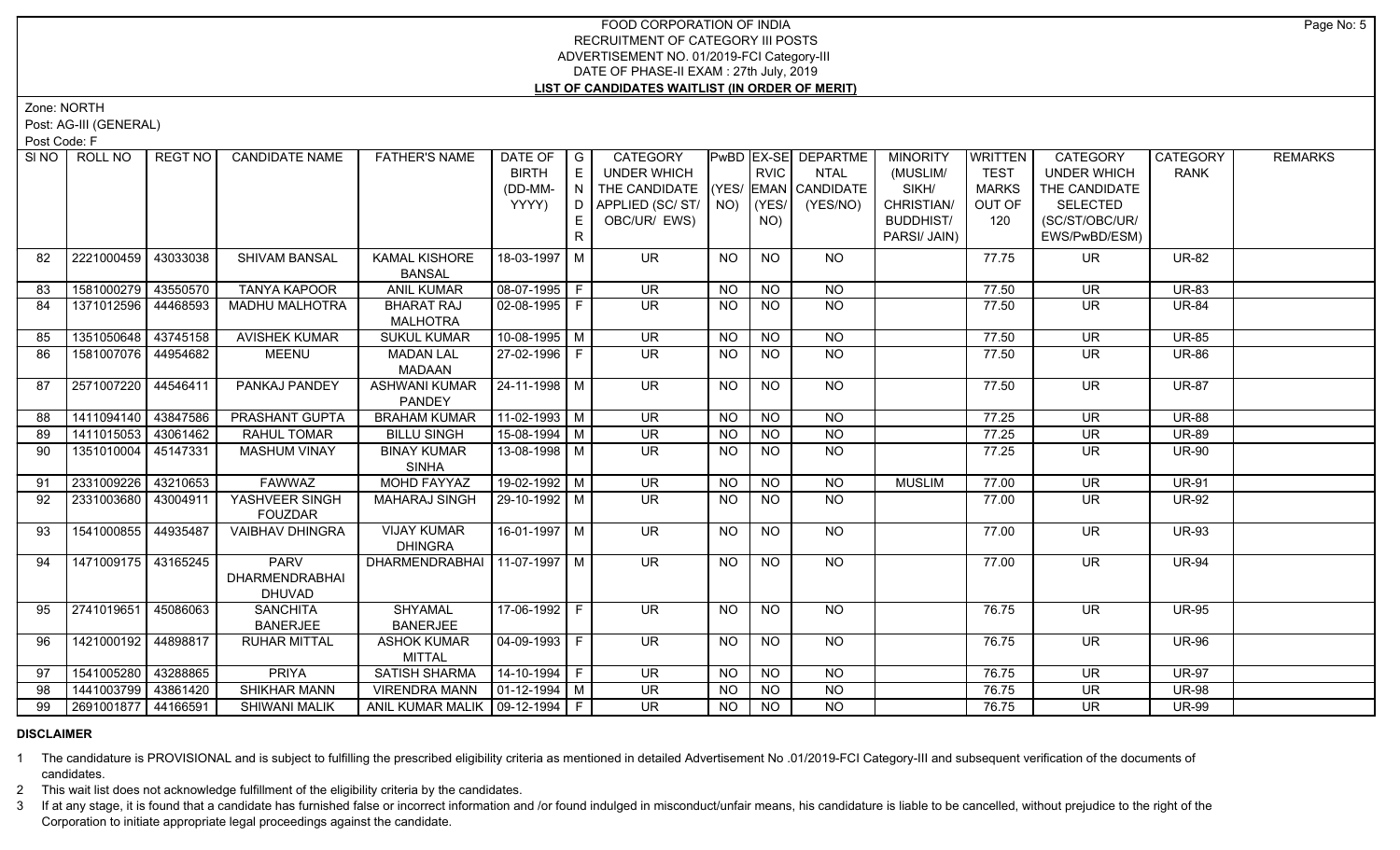# FOOD CORPORATION OF INDIA
## RECRUITMENT OF CATEGORY III POSTS
## ADVERTISEMENT NO. 01/2019-FCI Category-III
## DATE OF PHASE-II EXAM : 27th July, 2019
## LIST OF CANDIDATES WAITLIST (IN ORDER OF MERIT)

Zone: NORTH

Post: AG-III (GENERAL)

Post Code: F

| SI NO | ROLL NO | REGT NO | CANDIDATE NAME | FATHER'S NAME | DATE OF BIRTH (DD-MM-YYYY) | GENDER | CATEGORY UNDER WHICH THE CANDIDATE APPLIED (SC/ ST/ OBC/UR/ EWS) | PwBD (YES/ NO) | EX-SERVICEMAN (YES/ NO) | DEPARTMENTAL CANDIDATE (YES/NO) | MINORITY (MUSLIM/ SIKH/ CHRISTIAN/ BUDDHIST/ PARSI/ JAIN) | WRITTEN TEST MARKS OUT OF 120 | CATEGORY UNDER WHICH THE CANDIDATE SELECTED (SC/ST/OBC/UR/ EWS/PwBD/ESM) | CATEGORY RANK | REMARKS |
|---|---|---|---|---|---|---|---|---|---|---|---|---|---|---|---|
| 82 | 2221000459 | 43033038 | SHIVAM BANSAL | KAMAL KISHORE BANSAL | 18-03-1997 | M | UR | NO | NO | NO | | 77.75 | UR | UR-82 | |
| 83 | 1581000279 | 43550570 | TANYA KAPOOR | ANIL KUMAR | 08-07-1995 | F | UR | NO | NO | NO | | 77.50 | UR | UR-83 | |
| 84 | 1371012596 | 44468593 | MADHU MALHOTRA | BHARAT RAJ MALHOTRA | 02-08-1995 | F | UR | NO | NO | NO | | 77.50 | UR | UR-84 | |
| 85 | 1351050648 | 43745158 | AVISHEK KUMAR | SUKUL KUMAR | 10-08-1995 | M | UR | NO | NO | NO | | 77.50 | UR | UR-85 | |
| 86 | 1581007076 | 44954682 | MEENU | MADAN LAL MADAAN | 27-02-1996 | F | UR | NO | NO | NO | | 77.50 | UR | UR-86 | |
| 87 | 2571007220 | 44546411 | PANKAJ PANDEY | ASHWANI KUMAR PANDEY | 24-11-1998 | M | UR | NO | NO | NO | | 77.50 | UR | UR-87 | |
| 88 | 1411094140 | 43847586 | PRASHANT GUPTA | BRAHAM KUMAR | 11-02-1993 | M | UR | NO | NO | NO | | 77.25 | UR | UR-88 | |
| 89 | 1411015053 | 43061462 | RAHUL TOMAR | BILLU SINGH | 15-08-1994 | M | UR | NO | NO | NO | | 77.25 | UR | UR-89 | |
| 90 | 1351010004 | 45147331 | MASHUM VINAY | BINAY KUMAR SINHA | 13-08-1998 | M | UR | NO | NO | NO | | 77.25 | UR | UR-90 | |
| 91 | 2331009226 | 43210653 | FAWWAZ | MOHD FAYYAZ | 19-02-1992 | M | UR | NO | NO | NO | MUSLIM | 77.00 | UR | UR-91 | |
| 92 | 2331003680 | 43004911 | YASHVEER SINGH FOUZDAR | MAHARAJ SINGH | 29-10-1992 | M | UR | NO | NO | NO | | 77.00 | UR | UR-92 | |
| 93 | 1541000855 | 44935487 | VAIBHAV DHINGRA | VIJAY KUMAR DHINGRA | 16-01-1997 | M | UR | NO | NO | NO | | 77.00 | UR | UR-93 | |
| 94 | 1471009175 | 43165245 | PARV DHARMENDRABHAI DHUVAD | DHARMENDRABHAI | 11-07-1997 | M | UR | NO | NO | NO | | 77.00 | UR | UR-94 | |
| 95 | 2741019651 | 45086063 | SANCHITA BANERJEE | SHYAMAL BANERJEE | 17-06-1992 | F | UR | NO | NO | NO | | 76.75 | UR | UR-95 | |
| 96 | 1421000192 | 44898817 | RUHAR MITTAL | ASHOK KUMAR MITTAL | 04-09-1993 | F | UR | NO | NO | NO | | 76.75 | UR | UR-96 | |
| 97 | 1541005280 | 43288865 | PRIYA | SATISH SHARMA | 14-10-1994 | F | UR | NO | NO | NO | | 76.75 | UR | UR-97 | |
| 98 | 1441003799 | 43861420 | SHIKHAR MANN | VIRENDRA MANN | 01-12-1994 | M | UR | NO | NO | NO | | 76.75 | UR | UR-98 | |
| 99 | 2691001877 | 44166591 | SHIWANI MALIK | ANIL KUMAR MALIK | 09-12-1994 | F | UR | NO | NO | NO | | 76.75 | UR | UR-99 | |

**DISCLAIMER**

1 The candidature is PROVISIONAL and is subject to fulfilling the prescribed eligibility criteria as mentioned in detailed Advertisement No .01/2019-FCI Category-III and subsequent verification of the documents of candidates.

2 This wait list does not acknowledge fulfillment of the eligibility criteria by the candidates.

3 If at any stage, it is found that a candidate has furnished false or incorrect information and /or found indulged in misconduct/unfair means, his candidature is liable to be cancelled, without prejudice to the right of the Corporation to initiate appropriate legal proceedings against the candidate.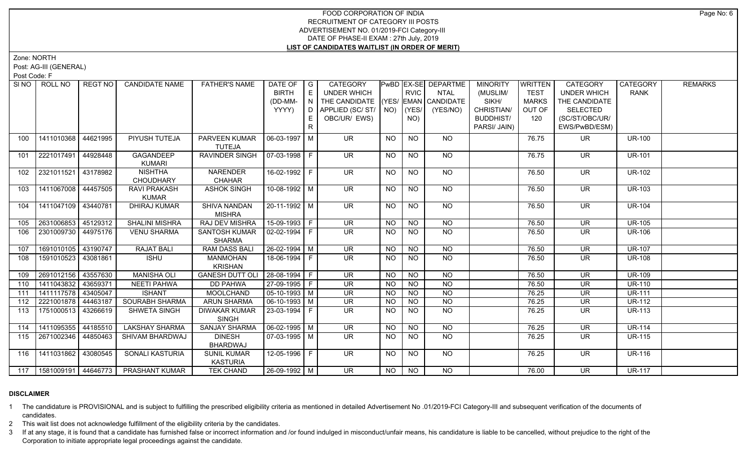FOOD CORPORATION OF INDIA
RECRUITMENT OF CATEGORY III POSTS
ADVERTISEMENT NO. 01/2019-FCI Category-III
DATE OF PHASE-II EXAM : 27th July, 2019
**LIST OF CANDIDATES WAITLIST (IN ORDER OF MERIT)**

Zone: NORTH

Post: AG-III (GENERAL)

Post Code: F

| Sl NO | ROLL NO | REGT NO | CANDIDATE NAME | FATHER'S NAME | DATE OF BIRTH (DD-MM-YYYY) | GENDER | CATEGORY UNDER WHICH THE CANDIDATE APPLIED (SC/ ST/ OBC/UR/ EWS) | PwBD (YES/ NO) | EX-SERVICEMAN (YES/ NO) | DEPARTMENTAL CANDIDATE (YES/NO) | MINORITY (MUSLIM/ SIKH/ CHRISTIAN/ BUDDHIST/ PARSI/ JAIN) | WRITTEN TEST MARKS OUT OF 120 | CATEGORY UNDER WHICH THE CANDIDATE SELECTED (SC/ST/OBC/UR/ EWS/PwBD/ESM) | CATEGORY RANK | REMARKS |
|---|---|---|---|---|---|---|---|---|---|---|---|---|---|---|---|
| 100 | 1411010368 | 44621995 | PIYUSH TUTEJA | PARVEEN KUMAR TUTEJA | 06-03-1997 | M | UR | NO | NO | NO | | 76.75 | UR | UR-100 | |
| 101 | 2221017491 | 44928448 | GAGANDEEP KUMARI | RAVINDER SINGH | 07-03-1998 | F | UR | NO | NO | NO | | 76.75 | UR | UR-101 | |
| 102 | 2321011521 | 43178982 | NISHTHA CHOUDHARY | NARENDER CHAHAR | 16-02-1992 | F | UR | NO | NO | NO | | 76.50 | UR | UR-102 | |
| 103 | 1411067008 | 44457505 | RAVI PRAKASH KUMAR | ASHOK SINGH | 10-08-1992 | M | UR | NO | NO | NO | | 76.50 | UR | UR-103 | |
| 104 | 1411047109 | 43440781 | DHIRAJ KUMAR | SHIVA NANDAN MISHRA | 20-11-1992 | M | UR | NO | NO | NO | | 76.50 | UR | UR-104 | |
| 105 | 2631006853 | 45129312 | SHALINI MISHRA | RAJ DEV MISHRA | 15-09-1993 | F | UR | NO | NO | NO | | 76.50 | UR | UR-105 | |
| 106 | 2301009730 | 44975176 | VENU SHARMA | SANTOSH KUMAR SHARMA | 02-02-1994 | F | UR | NO | NO | NO | | 76.50 | UR | UR-106 | |
| 107 | 1691010105 | 43190747 | RAJAT BALI | RAM DASS BALI | 26-02-1994 | M | UR | NO | NO | NO | | 76.50 | UR | UR-107 | |
| 108 | 1591010523 | 43081861 | ISHU | MANMOHAN KRISHAN | 18-06-1994 | F | UR | NO | NO | NO | | 76.50 | UR | UR-108 | |
| 109 | 2691012156 | 43557630 | MANISHA OLI | GANESH DUTT OLI | 28-08-1994 | F | UR | NO | NO | NO | | 76.50 | UR | UR-109 | |
| 110 | 1411043832 | 43659371 | NEETI PAHWA | DD PAHWA | 27-09-1995 | F | UR | NO | NO | NO | | 76.50 | UR | UR-110 | |
| 111 | 1411117578 | 43405047 | ISHANT | MOOLCHAND | 05-10-1993 | M | UR | NO | NO | NO | | 76.25 | UR | UR-111 | |
| 112 | 2221001878 | 44463187 | SOURABH SHARMA | ARUN SHARMA | 06-10-1993 | M | UR | NO | NO | NO | | 76.25 | UR | UR-112 | |
| 113 | 1751000513 | 43266619 | SHWETA SINGH | DIWAKAR KUMAR SINGH | 23-03-1994 | F | UR | NO | NO | NO | | 76.25 | UR | UR-113 | |
| 114 | 1411095355 | 44185510 | LAKSHAY SHARMA | SANJAY SHARMA | 06-02-1995 | M | UR | NO | NO | NO | | 76.25 | UR | UR-114 | |
| 115 | 2671002346 | 44850463 | SHIVAM BHARDWAJ | DINESH BHARDWAJ | 07-03-1995 | M | UR | NO | NO | NO | | 76.25 | UR | UR-115 | |
| 116 | 1411031862 | 43080545 | SONALI KASTURIA | SUNIL KUMAR KASTURIA | 12-05-1996 | F | UR | NO | NO | NO | | 76.25 | UR | UR-116 | |
| 117 | 1581009191 | 44646773 | PRASHANT KUMAR | TEK CHAND | 26-09-1992 | M | UR | NO | NO | NO | | 76.00 | UR | UR-117 | |

**DISCLAIMER**

1 The candidature is PROVISIONAL and is subject to fulfilling the prescribed eligibility criteria as mentioned in detailed Advertisement No .01/2019-FCI Category-III and subsequent verification of the documents of candidates.

2 This wait list does not acknowledge fulfillment of the eligibility criteria by the candidates.

3 If at any stage, it is found that a candidate has furnished false or incorrect information and /or found indulged in misconduct/unfair means, his candidature is liable to be cancelled, without prejudice to the right of the Corporation to initiate appropriate legal proceedings against the candidate.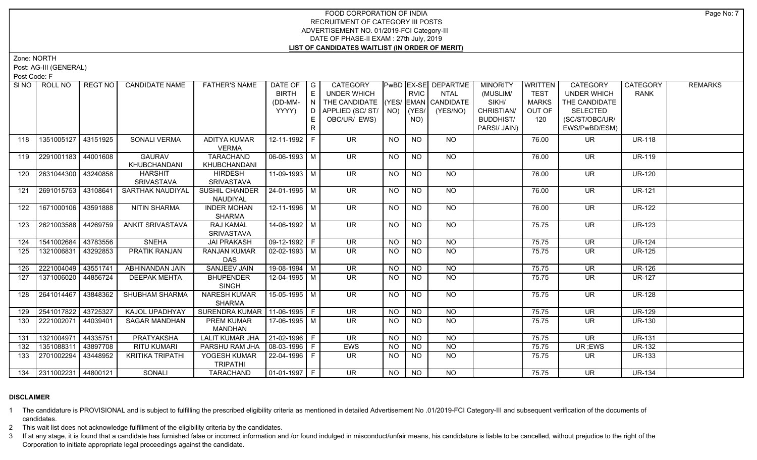# FOOD CORPORATION OF INDIA
## RECRUITMENT OF CATEGORY III POSTS
### ADVERTISEMENT NO. 01/2019-FCI Category-III
### DATE OF PHASE-II EXAM : 27th July, 2019
### LIST OF CANDIDATES WAITLIST (IN ORDER OF MERIT)

Zone: NORTH

Post: AG-III (GENERAL)

Post Code: F

| SI NO | ROLL NO | REGT NO | CANDIDATE NAME | FATHER'S NAME | DATE OF BIRTH (DD-MM-YYYY) | GENDER | CATEGORY UNDER WHICH THE CANDIDATE APPLIED (SC/ ST/ OBC/UR/ EWS) | PwBD (YES/ NO) | EX-SERVICEMAN (YES/ NO) | DEPARTMENTAL CANDIDATE (YES/NO) | MINORITY (MUSLIM/ SIKH/ CHRISTIAN/ BUDDHIST/ PARSI/ JAIN) | WRITTEN TEST MARKS OUT OF 120 | CATEGORY UNDER WHICH THE CANDIDATE SELECTED (SC/ST/OBC/UR/ EWS/PwBD/ESM) | CATEGORY RANK | REMARKS |
|---|---|---|---|---|---|---|---|---|---|---|---|---|---|---|---|
| 118 | 1351005127 | 43151925 | SONALI VERMA | ADITYA KUMAR VERMA | 12-11-1992 | F | UR | NO | NO | NO | | 76.00 | UR | UR-118 | |
| 119 | 2291001183 | 44001608 | GAURAV KHUBCHANDANI | TARACHAND KHUBCHANDANI | 06-06-1993 | M | UR | NO | NO | NO | | 76.00 | UR | UR-119 | |
| 120 | 2631044300 | 43240858 | HARSHIT SRIVASTAVA | HIRDESH SRIVASTAVA | 11-09-1993 | M | UR | NO | NO | NO | | 76.00 | UR | UR-120 | |
| 121 | 2691015753 | 43108641 | SARTHAK NAUDIYAL | SUSHIL CHANDER NAUDIYAL | 24-01-1995 | M | UR | NO | NO | NO | | 76.00 | UR | UR-121 | |
| 122 | 1671000106 | 43591888 | NITIN SHARMA | INDER MOHAN SHARMA | 12-11-1996 | M | UR | NO | NO | NO | | 76.00 | UR | UR-122 | |
| 123 | 2621003588 | 44269759 | ANKIT SRIVASTAVA | RAJ KAMAL SRIVASTAVA | 14-06-1992 | M | UR | NO | NO | NO | | 75.75 | UR | UR-123 | |
| 124 | 1541002684 | 43783556 | SNEHA | JAI PRAKASH | 09-12-1992 | F | UR | NO | NO | NO | | 75.75 | UR | UR-124 | |
| 125 | 1321006831 | 43292853 | PRATIK RANJAN | RANJAN KUMAR DAS | 02-02-1993 | M | UR | NO | NO | NO | | 75.75 | UR | UR-125 | |
| 126 | 2221004049 | 43551741 | ABHINANDAN JAIN | SANJEEV JAIN | 19-08-1994 | M | UR | NO | NO | NO | | 75.75 | UR | UR-126 | |
| 127 | 1371006020 | 44856724 | DEEPAK MEHTA | BHUPENDER SINGH | 12-04-1995 | M | UR | NO | NO | NO | | 75.75 | UR | UR-127 | |
| 128 | 2641014467 | 43848362 | SHUBHAM SHARMA | NARESH KUMAR SHARMA | 15-05-1995 | M | UR | NO | NO | NO | | 75.75 | UR | UR-128 | |
| 129 | 2541017822 | 43725327 | KAJOL UPADHYAY | SURENDRA KUMAR | 11-06-1995 | F | UR | NO | NO | NO | | 75.75 | UR | UR-129 | |
| 130 | 2221002071 | 44039401 | SAGAR MANDHAN | PREM KUMAR MANDHAN | 17-06-1995 | M | UR | NO | NO | NO | | 75.75 | UR | UR-130 | |
| 131 | 1321004971 | 44335751 | PRATYAKSHA | LALIT KUMAR JHA | 21-02-1996 | F | UR | NO | NO | NO | | 75.75 | UR | UR-131 | |
| 132 | 1351088311 | 43897708 | RITU KUMARI | PARSHU RAM JHA | 08-03-1996 | F | EWS | NO | NO | NO | | 75.75 | UR ;EWS | UR-132 | |
| 133 | 2701002294 | 43448952 | KRITIKA TRIPATHI | YOGESH KUMAR TRIPATHI | 22-04-1996 | F | UR | NO | NO | NO | | 75.75 | UR | UR-133 | |
| 134 | 2311002231 | 44800121 | SONALI | TARACHAND | 01-01-1997 | F | UR | NO | NO | NO | | 75.75 | UR | UR-134 | |

**DISCLAIMER**

1 The candidature is PROVISIONAL and is subject to fulfilling the prescribed eligibility criteria as mentioned in detailed Advertisement No .01/2019-FCI Category-III and subsequent verification of the documents of candidates.

2 This wait list does not acknowledge fulfillment of the eligibility criteria by the candidates.

3 If at any stage, it is found that a candidate has furnished false or incorrect information and /or found indulged in misconduct/unfair means, his candidature is liable to be cancelled, without prejudice to the right of the Corporation to initiate appropriate legal proceedings against the candidate.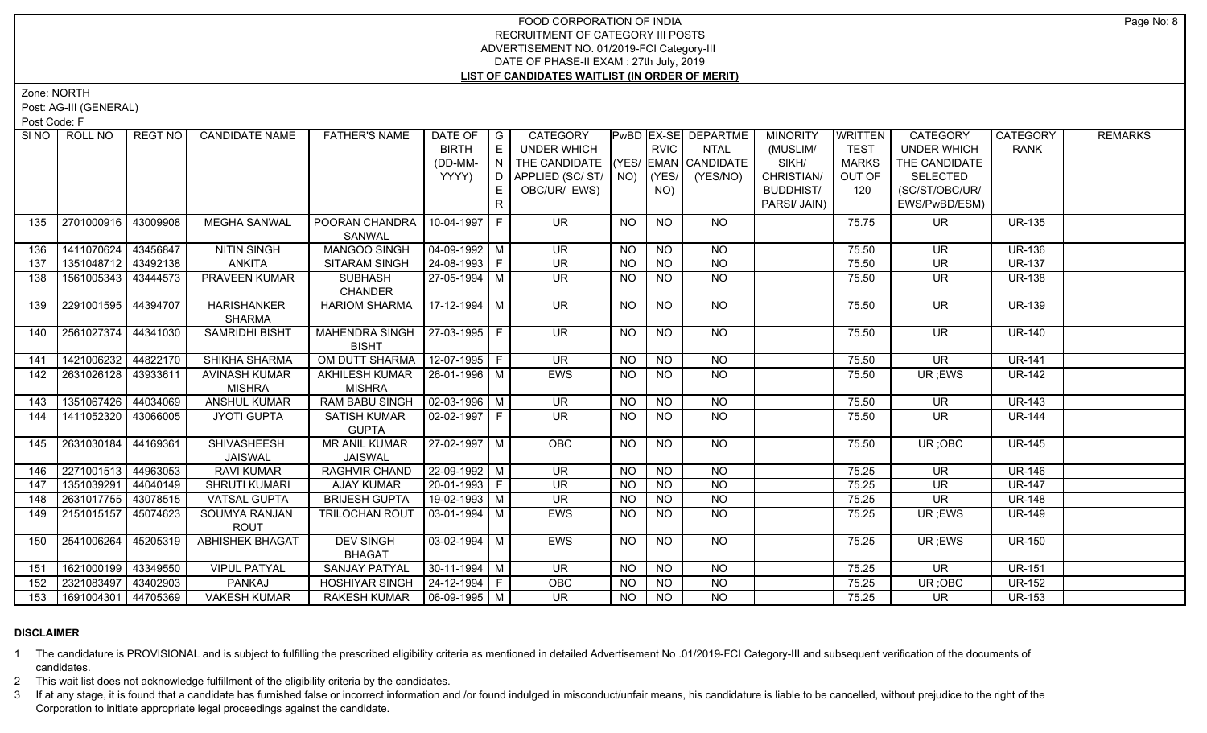FOOD CORPORATION OF INDIA
RECRUITMENT OF CATEGORY III POSTS
ADVERTISEMENT NO. 01/2019-FCI Category-III
DATE OF PHASE-II EXAM : 27th July, 2019
**LIST OF CANDIDATES WAITLIST (IN ORDER OF MERIT)**

Zone: NORTH

Post: AG-III (GENERAL)

Post Code: F

| Sl NO | ROLL NO | REGT NO | CANDIDATE NAME | FATHER'S NAME | DATE OF BIRTH (DD-MM-YYYY) | GENDER | CATEGORY UNDER WHICH THE CANDIDATE APPLIED (SC/ ST/ OBC/UR/ EWS) | PwBD (YES/ NO) | EX-SERVICEMAN (YES/ NO) | DEPARTMENTAL CANDIDATE (YES/NO) | MINORITY (MUSLIM/ SIKH/ CHRISTIAN/ BUDDHIST/ PARSI/ JAIN) | WRITTEN TEST MARKS OUT OF 120 | CATEGORY UNDER WHICH THE CANDIDATE SELECTED (SC/ST/OBC/UR/ EWS/PwBD/ESM) | CATEGORY RANK | REMARKS |
|---|---|---|---|---|---|---|---|---|---|---|---|---|---|---|---|
| 135 | 2701000916 | 43009908 | MEGHA SANWAL | POORAN CHANDRA SANWAL | 10-04-1997 | F | UR | NO | NO | NO | | 75.75 | UR | UR-135 | |
| 136 | 1411070624 | 43456847 | NITIN SINGH | MANGOO SINGH | 04-09-1992 | M | UR | NO | NO | NO | | 75.50 | UR | UR-136 | |
| 137 | 1351048712 | 43492138 | ANKITA | SITARAM SINGH | 24-08-1993 | F | UR | NO | NO | NO | | 75.50 | UR | UR-137 | |
| 138 | 1561005343 | 43444573 | PRAVEEN KUMAR | SUBHASH CHANDER | 27-05-1994 | M | UR | NO | NO | NO | | 75.50 | UR | UR-138 | |
| 139 | 2291001595 | 44394707 | HARISHANKER SHARMA | HARIOM SHARMA | 17-12-1994 | M | UR | NO | NO | NO | | 75.50 | UR | UR-139 | |
| 140 | 2561027374 | 44341030 | SAMRIDHI BISHT | MAHENDRA SINGH BISHT | 27-03-1995 | F | UR | NO | NO | NO | | 75.50 | UR | UR-140 | |
| 141 | 1421006232 | 44822170 | SHIKHA SHARMA | OM DUTT SHARMA | 12-07-1995 | F | UR | NO | NO | NO | | 75.50 | UR | UR-141 | |
| 142 | 2631026128 | 43933611 | AVINASH KUMAR MISHRA | AKHILESH KUMAR MISHRA | 26-01-1996 | M | EWS | NO | NO | NO | | 75.50 | UR ;EWS | UR-142 | |
| 143 | 1351067426 | 44034069 | ANSHUL KUMAR | RAM BABU SINGH | 02-03-1996 | M | UR | NO | NO | NO | | 75.50 | UR | UR-143 | |
| 144 | 1411052320 | 43066005 | JYOTI GUPTA | SATISH KUMAR GUPTA | 02-02-1997 | F | UR | NO | NO | NO | | 75.50 | UR | UR-144 | |
| 145 | 2631030184 | 44169361 | SHIVASHEESH JAISWAL | MR ANIL KUMAR JAISWAL | 27-02-1997 | M | OBC | NO | NO | NO | | 75.50 | UR ;OBC | UR-145 | |
| 146 | 2271001513 | 44963053 | RAVI KUMAR | RAGHVIR CHAND | 22-09-1992 | M | UR | NO | NO | NO | | 75.25 | UR | UR-146 | |
| 147 | 1351039291 | 44040149 | SHRUTI KUMARI | AJAY KUMAR | 20-01-1993 | F | UR | NO | NO | NO | | 75.25 | UR | UR-147 | |
| 148 | 2631017755 | 43078515 | VATSAL GUPTA | BRIJESH GUPTA | 19-02-1993 | M | UR | NO | NO | NO | | 75.25 | UR | UR-148 | |
| 149 | 2151015157 | 45074623 | SOUMYA RANJAN ROUT | TRILOCHAN ROUT | 03-01-1994 | M | EWS | NO | NO | NO | | 75.25 | UR ;EWS | UR-149 | |
| 150 | 2541006264 | 45205319 | ABHISHEK BHAGAT | DEV SINGH BHAGAT | 03-02-1994 | M | EWS | NO | NO | NO | | 75.25 | UR ;EWS | UR-150 | |
| 151 | 1621000199 | 43349550 | VIPUL PATYAL | SANJAY PATYAL | 30-11-1994 | M | UR | NO | NO | NO | | 75.25 | UR | UR-151 | |
| 152 | 2321083497 | 43402903 | PANKAJ | HOSHIYAR SINGH | 24-12-1994 | F | OBC | NO | NO | NO | | 75.25 | UR ;OBC | UR-152 | |
| 153 | 1691004301 | 44705369 | VAKESH KUMAR | RAKESH KUMAR | 06-09-1995 | M | UR | NO | NO | NO | | 75.25 | UR | UR-153 | |

**DISCLAIMER**

1 The candidature is PROVISIONAL and is subject to fulfilling the prescribed eligibility criteria as mentioned in detailed Advertisement No .01/2019-FCI Category-III and subsequent verification of the documents of candidates.

2 This wait list does not acknowledge fulfillment of the eligibility criteria by the candidates.

3 If at any stage, it is found that a candidate has furnished false or incorrect information and /or found indulged in misconduct/unfair means, his candidature is liable to be cancelled, without prejudice to the right of the Corporation to initiate appropriate legal proceedings against the candidate.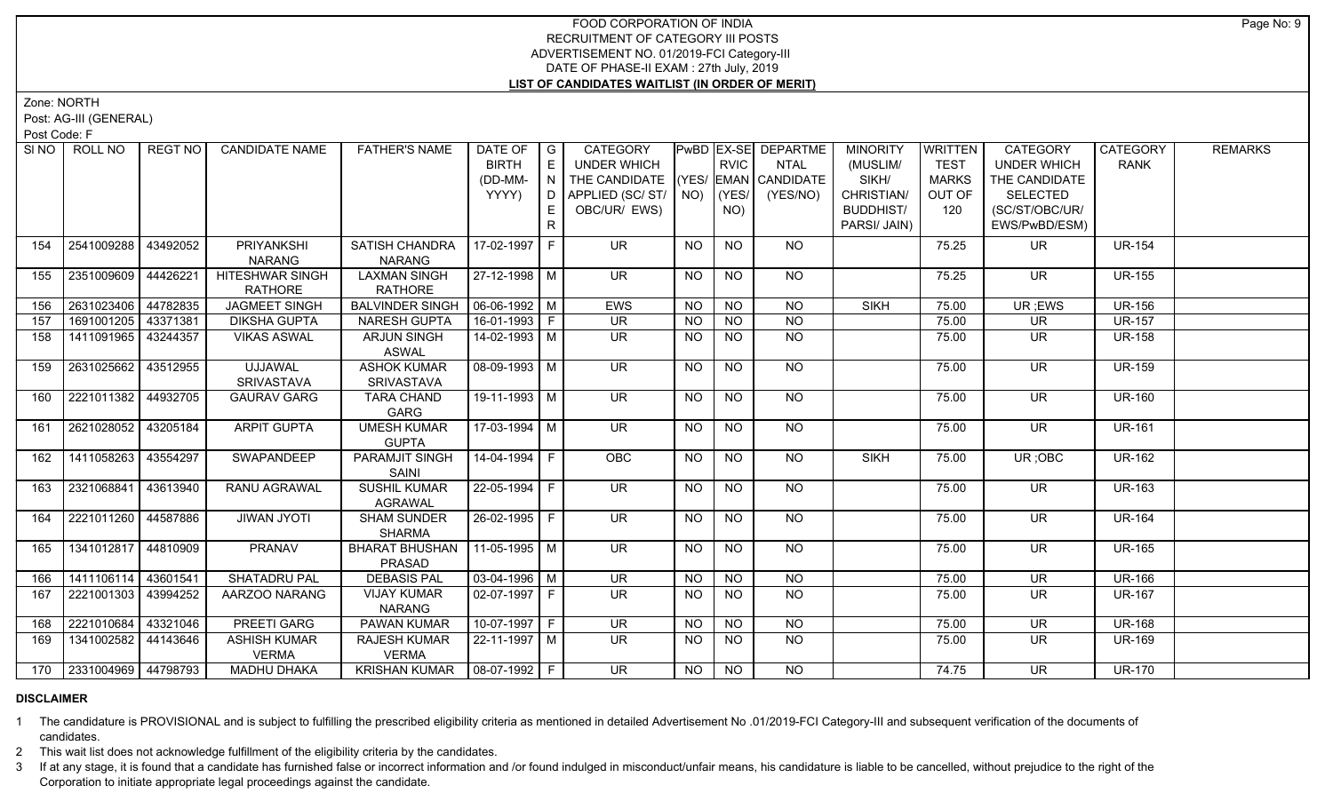# FOOD CORPORATION OF INDIA
## RECRUITMENT OF CATEGORY III POSTS
## ADVERTISEMENT NO. 01/2019-FCI Category-III
## DATE OF PHASE-II EXAM : 27th July, 2019
## LIST OF CANDIDATES WAITLIST (IN ORDER OF MERIT)

Zone: NORTH

Post: AG-III (GENERAL)

Post Code: F

| Sl NO | ROLL NO | REGT NO | CANDIDATE NAME | FATHER'S NAME | DATE OF BIRTH (DD-MM-YYYY) | GENDER | CATEGORY UNDER WHICH THE CANDIDATE APPLIED (SC/ ST/ OBC/UR/ EWS) | PwBD (YES/ NO) | EX-SERVICEMAN (YES/ NO) | DEPARTMENTAL CANDIDATE (YES/NO) | MINORITY (MUSLIM/ SIKH/ CHRISTIAN/ BUDDHIST/ PARSI/ JAIN) | WRITTEN TEST MARKS OUT OF 120 | CATEGORY UNDER WHICH THE CANDIDATE SELECTED (SC/ST/OBC/UR/ EWS/PwBD/ESM) | CATEGORY RANK | REMARKS |
|---|---|---|---|---|---|---|---|---|---|---|---|---|---|---|---|
| 154 | 2541009288 | 43492052 | PRIYANKSHI NARANG | SATISH CHANDRA NARANG | 17-02-1997 | F | UR | NO | NO | NO | | 75.25 | UR | UR-154 | |
| 155 | 2351009609 | 44426221 | HITESHWAR SINGH RATHORE | LAXMAN SINGH RATHORE | 27-12-1998 | M | UR | NO | NO | NO | | 75.25 | UR | UR-155 | |
| 156 | 2631023406 | 44782835 | JAGMEET SINGH | BALVINDER SINGH | 06-06-1992 | M | EWS | NO | NO | NO | SIKH | 75.00 | UR ;EWS | UR-156 | |
| 157 | 1691001205 | 43371381 | DIKSHA GUPTA | NARESH GUPTA | 16-01-1993 | F | UR | NO | NO | NO | | 75.00 | UR | UR-157 | |
| 158 | 1411091965 | 43244357 | VIKAS ASWAL | ARJUN SINGH ASWAL | 14-02-1993 | M | UR | NO | NO | NO | | 75.00 | UR | UR-158 | |
| 159 | 2631025662 | 43512955 | UJJAWAL SRIVASTAVA | ASHOK KUMAR SRIVASTAVA | 08-09-1993 | M | UR | NO | NO | NO | | 75.00 | UR | UR-159 | |
| 160 | 2221011382 | 44932705 | GAURAV GARG | TARA CHAND GARG | 19-11-1993 | M | UR | NO | NO | NO | | 75.00 | UR | UR-160 | |
| 161 | 2621028052 | 43205184 | ARPIT GUPTA | UMESH KUMAR GUPTA | 17-03-1994 | M | UR | NO | NO | NO | | 75.00 | UR | UR-161 | |
| 162 | 1411058263 | 43554297 | SWAPANDEEP | PARAMJIT SINGH SAINI | 14-04-1994 | F | OBC | NO | NO | NO | SIKH | 75.00 | UR ;OBC | UR-162 | |
| 163 | 2321068841 | 43613940 | RANU AGRAWAL | SUSHIL KUMAR AGRAWAL | 22-05-1994 | F | UR | NO | NO | NO | | 75.00 | UR | UR-163 | |
| 164 | 2221011260 | 44587886 | JIWAN JYOTI | SHAM SUNDER SHARMA | 26-02-1995 | F | UR | NO | NO | NO | | 75.00 | UR | UR-164 | |
| 165 | 1341012817 | 44810909 | PRANAV | BHARAT BHUSHAN PRASAD | 11-05-1995 | M | UR | NO | NO | NO | | 75.00 | UR | UR-165 | |
| 166 | 1411106114 | 43601541 | SHATADRU PAL | DEBASIS PAL | 03-04-1996 | M | UR | NO | NO | NO | | 75.00 | UR | UR-166 | |
| 167 | 2221001303 | 43994252 | AARZOO NARANG | VIJAY KUMAR NARANG | 02-07-1997 | F | UR | NO | NO | NO | | 75.00 | UR | UR-167 | |
| 168 | 2221010684 | 43321046 | PREETI GARG | PAWAN KUMAR | 10-07-1997 | F | UR | NO | NO | NO | | 75.00 | UR | UR-168 | |
| 169 | 1341002582 | 44143646 | ASHISH KUMAR VERMA | RAJESH KUMAR VERMA | 22-11-1997 | M | UR | NO | NO | NO | | 75.00 | UR | UR-169 | |
| 170 | 2331004969 | 44798793 | MADHU DHAKA | KRISHAN KUMAR | 08-07-1992 | F | UR | NO | NO | NO | | 74.75 | UR | UR-170 | |

**DISCLAIMER**

1 The candidature is PROVISIONAL and is subject to fulfilling the prescribed eligibility criteria as mentioned in detailed Advertisement No .01/2019-FCI Category-III and subsequent verification of the documents of candidates.

2 This wait list does not acknowledge fulfillment of the eligibility criteria by the candidates.

3 If at any stage, it is found that a candidate has furnished false or incorrect information and /or found indulged in misconduct/unfair means, his candidature is liable to be cancelled, without prejudice to the right of the Corporation to initiate appropriate legal proceedings against the candidate.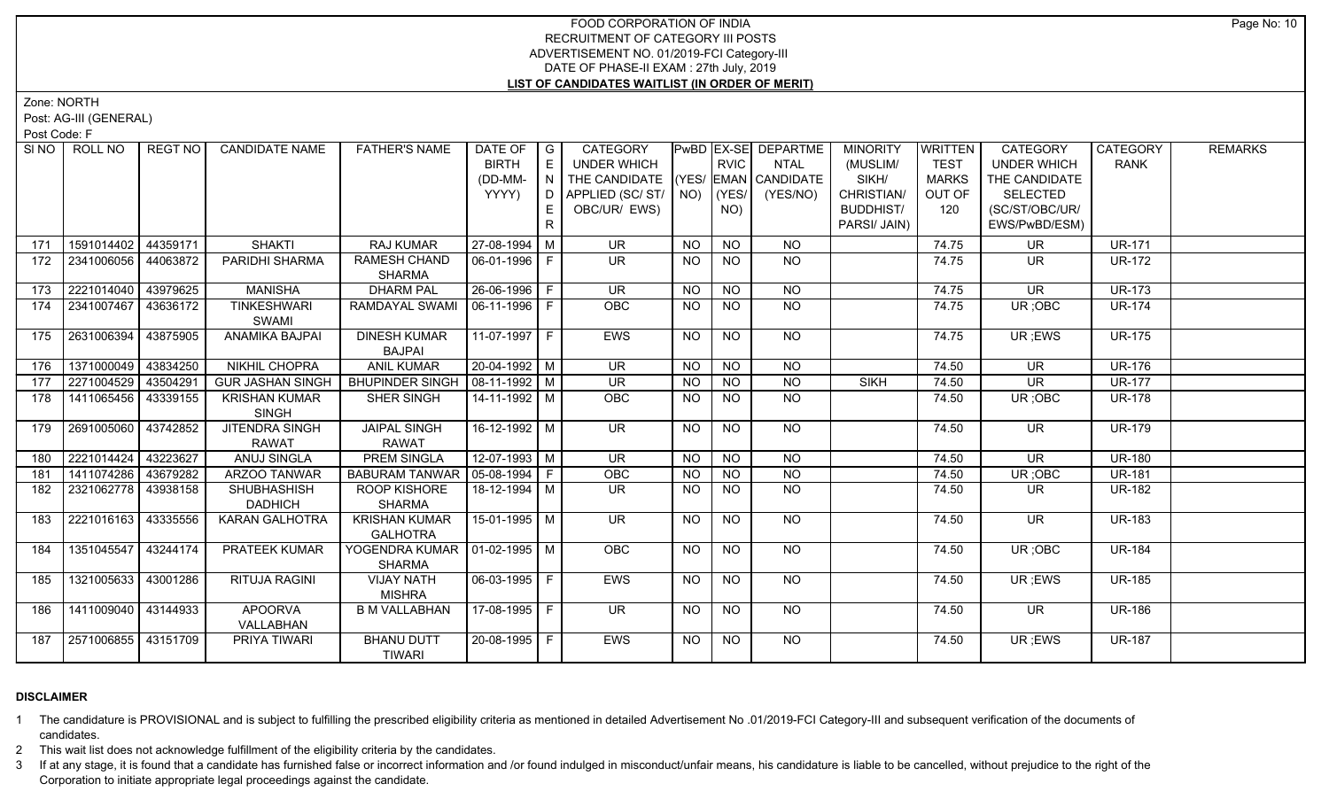# FOOD CORPORATION OF INDIA
## RECRUITMENT OF CATEGORY III POSTS
### ADVERTISEMENT NO. 01/2019-FCI Category-III
### DATE OF PHASE-II EXAM : 27th July, 2019
### LIST OF CANDIDATES WAITLIST (IN ORDER OF MERIT)

Zone: NORTH

Post: AG-III (GENERAL)

Post Code: F

| SI NO | ROLL NO | REGT NO | CANDIDATE NAME | FATHER'S NAME | DATE OF BIRTH (DD-MM-YYYY) | GENDER | CATEGORY UNDER WHICH THE CANDIDATE APPLIED (SC/ ST/ OBC/UR/ EWS) | PwBD (YES/ NO) | EX-SERVICEMAN (YES/ NO) | DEPARTMENTAL CANDIDATE (YES/NO) | MINORITY (MUSLIM/ SIKH/ CHRISTIAN/ BUDDHIST/ PARSI/ JAIN) | WRITTEN TEST MARKS OUT OF 120 | CATEGORY UNDER WHICH THE CANDIDATE SELECTED (SC/ST/OBC/UR/ EWS/PwBD/ESM) | CATEGORY RANK | REMARKS |
|---|---|---|---|---|---|---|---|---|---|---|---|---|---|---|---|
| 171 | 1591014402 | 44359171 | SHAKTI | RAJ KUMAR | 27-08-1994 | M | UR | NO | NO | NO | | 74.75 | UR | UR-171 | |
| 172 | 2341006056 | 44063872 | PARIDHI SHARMA | RAMESH CHAND SHARMA | 06-01-1996 | F | UR | NO | NO | NO | | 74.75 | UR | UR-172 | |
| 173 | 2221014040 | 43979625 | MANISHA | DHARM PAL | 26-06-1996 | F | UR | NO | NO | NO | | 74.75 | UR | UR-173 | |
| 174 | 2341007467 | 43636172 | TINKESHWARI SWAMI | RAMDAYAL SWAMI | 06-11-1996 | F | OBC | NO | NO | NO | | 74.75 | UR ;OBC | UR-174 | |
| 175 | 2631006394 | 43875905 | ANAMIKA BAJPAI | DINESH KUMAR BAJPAI | 11-07-1997 | F | EWS | NO | NO | NO | | 74.75 | UR ;EWS | UR-175 | |
| 176 | 1371000049 | 43834250 | NIKHIL CHOPRA | ANIL KUMAR | 20-04-1992 | M | UR | NO | NO | NO | | 74.50 | UR | UR-176 | |
| 177 | 2271004529 | 43504291 | GUR JASHAN SINGH | BHUPINDER SINGH | 08-11-1992 | M | UR | NO | NO | NO | SIKH | 74.50 | UR | UR-177 | |
| 178 | 1411065456 | 43339155 | KRISHAN KUMAR SINGH | SHER SINGH | 14-11-1992 | M | OBC | NO | NO | NO | | 74.50 | UR ;OBC | UR-178 | |
| 179 | 2691005060 | 43742852 | JITENDRA SINGH RAWAT | JAIPAL SINGH RAWAT | 16-12-1992 | M | UR | NO | NO | NO | | 74.50 | UR | UR-179 | |
| 180 | 2221014424 | 43223627 | ANUJ SINGLA | PREM SINGLA | 12-07-1993 | M | UR | NO | NO | NO | | 74.50 | UR | UR-180 | |
| 181 | 1411074286 | 43679282 | ARZOO TANWAR | BABURAM TANWAR | 05-08-1994 | F | OBC | NO | NO | NO | | 74.50 | UR ;OBC | UR-181 | |
| 182 | 2321062778 | 43938158 | SHUBHASHISH DADHICH | ROOP KISHORE SHARMA | 18-12-1994 | M | UR | NO | NO | NO | | 74.50 | UR | UR-182 | |
| 183 | 2221016163 | 43335556 | KARAN GALHOTRA | KRISHAN KUMAR GALHOTRA | 15-01-1995 | M | UR | NO | NO | NO | | 74.50 | UR | UR-183 | |
| 184 | 1351045547 | 43244174 | PRATEEK KUMAR | YOGENDRA KUMAR SHARMA | 01-02-1995 | M | OBC | NO | NO | NO | | 74.50 | UR ;OBC | UR-184 | |
| 185 | 1321005633 | 43001286 | RITUJA RAGINI | VIJAY NATH MISHRA | 06-03-1995 | F | EWS | NO | NO | NO | | 74.50 | UR ;EWS | UR-185 | |
| 186 | 1411009040 | 43144933 | APOORVA VALLABHAN | B M VALLABHAN | 17-08-1995 | F | UR | NO | NO | NO | | 74.50 | UR | UR-186 | |
| 187 | 2571006855 | 43151709 | PRIYA TIWARI | BHANU DUTT TIWARI | 20-08-1995 | F | EWS | NO | NO | NO | | 74.50 | UR ;EWS | UR-187 | |

**DISCLAIMER**

1 The candidature is PROVISIONAL and is subject to fulfilling the prescribed eligibility criteria as mentioned in detailed Advertisement No .01/2019-FCI Category-III and subsequent verification of the documents of candidates.

2 This wait list does not acknowledge fulfillment of the eligibility criteria by the candidates.

3 If at any stage, it is found that a candidate has furnished false or incorrect information and /or found indulged in misconduct/unfair means, his candidature is liable to be cancelled, without prejudice to the right of the Corporation to initiate appropriate legal proceedings against the candidate.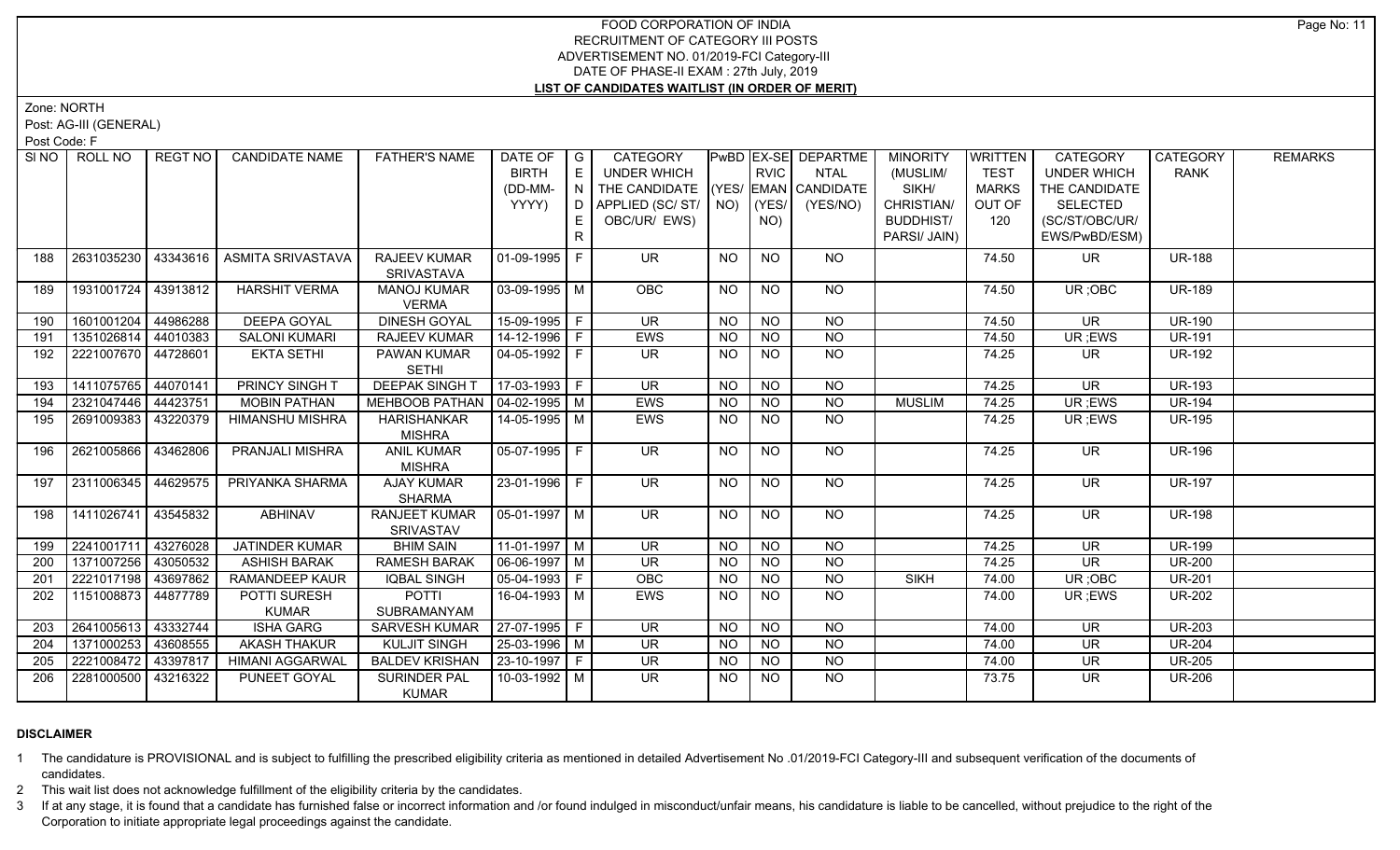FOOD CORPORATION OF INDIA
RECRUITMENT OF CATEGORY III POSTS
ADVERTISEMENT NO. 01/2019-FCI Category-III
DATE OF PHASE-II EXAM : 27th July, 2019
**LIST OF CANDIDATES WAITLIST (IN ORDER OF MERIT)**

Zone: NORTH

Post: AG-III (GENERAL)

Post Code: F

| SI NO | ROLL NO | REGT NO | CANDIDATE NAME | FATHER'S NAME | DATE OF BIRTH (DD-MM-YYYY) | GENDER | CATEGORY UNDER WHICH THE CANDIDATE APPLIED (SC/ ST/ OBC/UR/ EWS) | PwBD (YES/ NO) | EX-SERVICEMAN (YES/ NO) | DEPARTMENTAL CANDIDATE (YES/NO) | MINORITY (MUSLIM/ SIKH/ CHRISTIAN/ BUDDHIST/ PARSI/ JAIN) | WRITTEN TEST MARKS OUT OF 120 | CATEGORY UNDER WHICH THE CANDIDATE SELECTED (SC/ST/OBC/UR/ EWS/PwBD/ESM) | CATEGORY RANK | REMARKS |
|---|---|---|---|---|---|---|---|---|---|---|---|---|---|---|---|
| 188 | 2631035230 | 43343616 | ASMITA SRIVASTAVA | RAJEEV KUMAR SRIVASTAVA | 01-09-1995 | F | UR | NO | NO | NO | | 74.50 | UR | UR-188 | |
| 189 | 1931001724 | 43913812 | HARSHIT VERMA | MANOJ KUMAR VERMA | 03-09-1995 | M | OBC | NO | NO | NO | | 74.50 | UR ;OBC | UR-189 | |
| 190 | 1601001204 | 44986288 | DEEPA GOYAL | DINESH GOYAL | 15-09-1995 | F | UR | NO | NO | NO | | 74.50 | UR | UR-190 | |
| 191 | 1351026814 | 44010383 | SALONI KUMARI | RAJEEV KUMAR | 14-12-1996 | F | EWS | NO | NO | NO | | 74.50 | UR ;EWS | UR-191 | |
| 192 | 2221007670 | 44728601 | EKTA SETHI | PAWAN KUMAR SETHI | 04-05-1992 | F | UR | NO | NO | NO | | 74.25 | UR | UR-192 | |
| 193 | 1411075765 | 44070141 | PRINCY SINGH T | DEEPAK SINGH T | 17-03-1993 | F | UR | NO | NO | NO | | 74.25 | UR | UR-193 | |
| 194 | 2321047446 | 44423751 | MOBIN PATHAN | MEHBOOB PATHAN | 04-02-1995 | M | EWS | NO | NO | NO | MUSLIM | 74.25 | UR ;EWS | UR-194 | |
| 195 | 2691009383 | 43220379 | HIMANSHU MISHRA | HARISHANKAR MISHRA | 14-05-1995 | M | EWS | NO | NO | NO | | 74.25 | UR ;EWS | UR-195 | |
| 196 | 2621005866 | 43462806 | PRANJALI MISHRA | ANIL KUMAR MISHRA | 05-07-1995 | F | UR | NO | NO | NO | | 74.25 | UR | UR-196 | |
| 197 | 2311006345 | 44629575 | PRIYANKA SHARMA | AJAY KUMAR SHARMA | 23-01-1996 | F | UR | NO | NO | NO | | 74.25 | UR | UR-197 | |
| 198 | 1411026741 | 43545832 | ABHINAV | RANJEET KUMAR SRIVASTAV | 05-01-1997 | M | UR | NO | NO | NO | | 74.25 | UR | UR-198 | |
| 199 | 2241001711 | 43276028 | JATINDER KUMAR | BHIM SAIN | 11-01-1997 | M | UR | NO | NO | NO | | 74.25 | UR | UR-199 | |
| 200 | 1371007256 | 43050532 | ASHISH BARAK | RAMESH BARAK | 06-06-1997 | M | UR | NO | NO | NO | | 74.25 | UR | UR-200 | |
| 201 | 2221017198 | 43697862 | RAMANDEEP KAUR | IQBAL SINGH | 05-04-1993 | F | OBC | NO | NO | NO | SIKH | 74.00 | UR ;OBC | UR-201 | |
| 202 | 1151008873 | 44877789 | POTTI SURESH KUMAR | POTTI SUBRAMANYAM | 16-04-1993 | M | EWS | NO | NO | NO | | 74.00 | UR ;EWS | UR-202 | |
| 203 | 2641005613 | 43332744 | ISHA GARG | SARVESH KUMAR | 27-07-1995 | F | UR | NO | NO | NO | | 74.00 | UR | UR-203 | |
| 204 | 1371000253 | 43608555 | AKASH THAKUR | KULJIT SINGH | 25-03-1996 | M | UR | NO | NO | NO | | 74.00 | UR | UR-204 | |
| 205 | 2221008472 | 43397817 | HIMANI AGGARWAL | BALDEV KRISHAN | 23-10-1997 | F | UR | NO | NO | NO | | 74.00 | UR | UR-205 | |
| 206 | 2281000500 | 43216322 | PUNEET GOYAL | SURINDER PAL KUMAR | 10-03-1992 | M | UR | NO | NO | NO | | 73.75 | UR | UR-206 | |

## DISCLAIMER

1 The candidature is PROVISIONAL and is subject to fulfilling the prescribed eligibility criteria as mentioned in detailed Advertisement No .01/2019-FCI Category-III and subsequent verification of the documents of candidates.

2 This wait list does not acknowledge fulfillment of the eligibility criteria by the candidates.

3 If at any stage, it is found that a candidate has furnished false or incorrect information and /or found indulged in misconduct/unfair means, his candidature is liable to be cancelled, without prejudice to the right of the Corporation to initiate appropriate legal proceedings against the candidate.